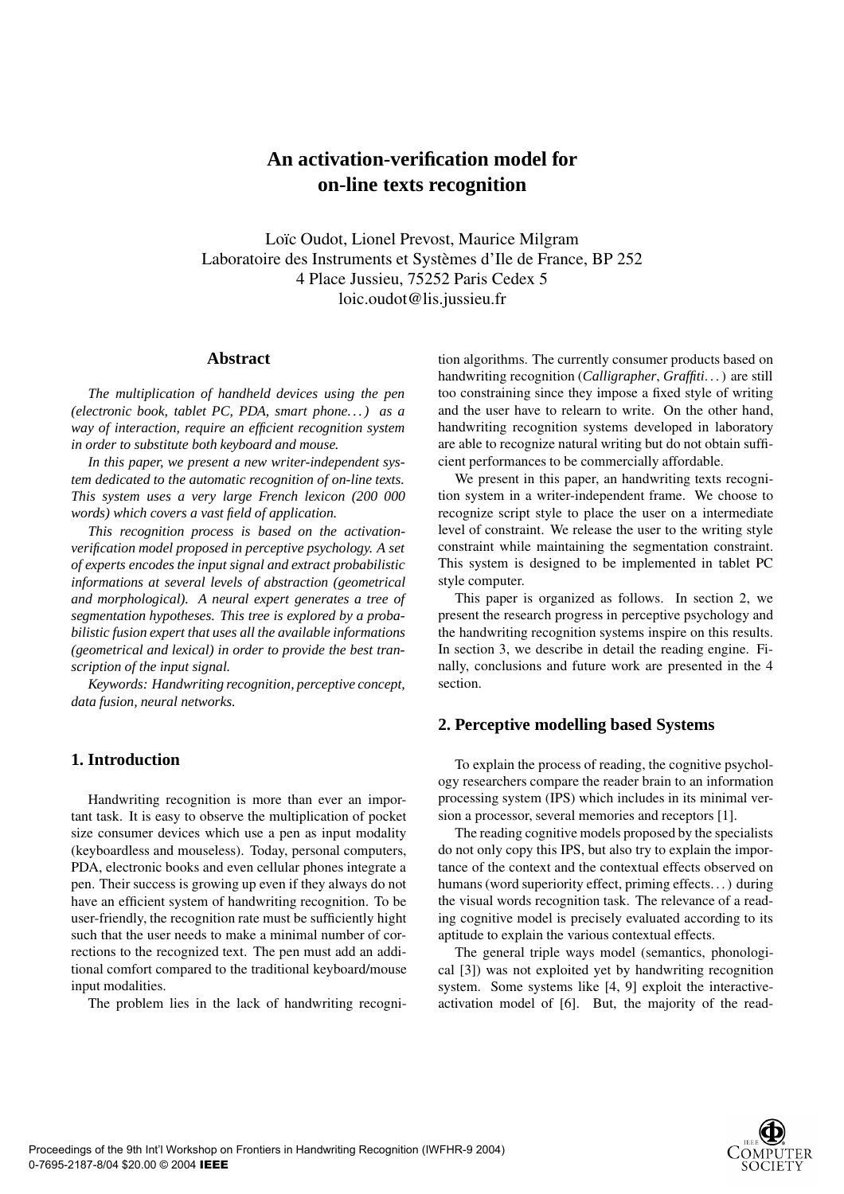# An activation-verification model for on-line texts recognition

Loïc Oudot, Lionel Prevost, Maurice Milgram
Laboratoire des Instruments et Systèmes d'Ile de France, BP 252
4 Place Jussieu, 75252 Paris Cedex 5
loic.oudot@lis.jussieu.fr

## Abstract

*The multiplication of handheld devices using the pen (electronic book, tablet PC, PDA, smart phone...) as a way of interaction, require an efficient recognition system in order to substitute both keyboard and mouse.*

*In this paper, we present a new writer-independent system dedicated to the automatic recognition of on-line texts. This system uses a very large French lexicon (200 000 words) which covers a vast field of application.*

*This recognition process is based on the activation-verification model proposed in perceptive psychology. A set of experts encodes the input signal and extract probabilistic informations at several levels of abstraction (geometrical and morphological). A neural expert generates a tree of segmentation hypotheses. This tree is explored by a probabilistic fusion expert that uses all the available informations (geometrical and lexical) in order to provide the best transcription of the input signal.*

*Keywords: Handwriting recognition, perceptive concept, data fusion, neural networks.*

## 1. Introduction

Handwriting recognition is more than ever an important task. It is easy to observe the multiplication of pocket size consumer devices which use a pen as input modality (keyboardless and mouseless). Today, personal computers, PDA, electronic books and even cellular phones integrate a pen. Their success is growing up even if they always do not have an efficient system of handwriting recognition. To be user-friendly, the recognition rate must be sufficiently hight such that the user needs to make a minimal number of corrections to the recognized text. The pen must add an additional comfort compared to the traditional keyboard/mouse input modalities.

The problem lies in the lack of handwriting recognition algorithms. The currently consumer products based on handwriting recognition (*Calligrapher*, *Graffiti*...) are still too constraining since they impose a fixed style of writing and the user have to relearn to write. On the other hand, handwriting recognition systems developed in laboratory are able to recognize natural writing but do not obtain sufficient performances to be commercially affordable.

We present in this paper, an handwriting texts recognition system in a writer-independent frame. We choose to recognize script style to place the user on a intermediate level of constraint. We release the user to the writing style constraint while maintaining the segmentation constraint. This system is designed to be implemented in tablet PC style computer.

This paper is organized as follows. In section 2, we present the research progress in perceptive psychology and the handwriting recognition systems inspire on this results. In section 3, we describe in detail the reading engine. Finally, conclusions and future work are presented in the 4 section.

## 2. Perceptive modelling based Systems

To explain the process of reading, the cognitive psychology researchers compare the reader brain to an information processing system (IPS) which includes in its minimal version a processor, several memories and receptors [1].

The reading cognitive models proposed by the specialists do not only copy this IPS, but also try to explain the importance of the context and the contextual effects observed on humans (word superiority effect, priming effects...) during the visual words recognition task. The relevance of a reading cognitive model is precisely evaluated according to its aptitude to explain the various contextual effects.

The general triple ways model (semantics, phonological [3]) was not exploited yet by handwriting recognition system. Some systems like [4, 9] exploit the interactive-activation model of [6]. But, the majority of the read-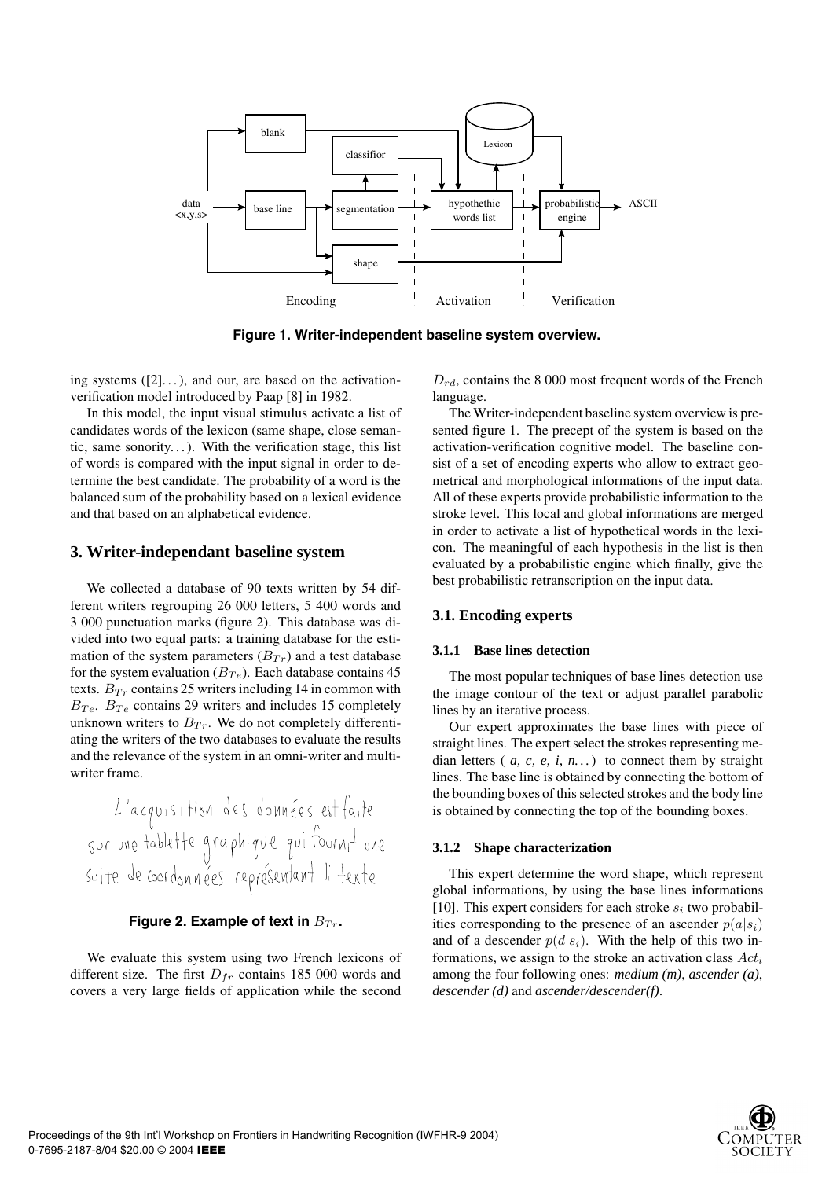Figure 1. Writer-independent baseline system overview.

ing systems ([2]...), and our, are based on the activation-verification model introduced by Paap [8] in 1982.

In this model, the input visual stimulus activate a list of candidates words of the lexicon (same shape, close semantic, same sonority...). With the verification stage, this list of words is compared with the input signal in order to determine the best candidate. The probability of a word is the balanced sum of the probability based on a lexical evidence and that based on an alphabetical evidence.

## 3. Writer-independant baseline system

We collected a database of 90 texts written by 54 different writers regrouping 26 000 letters, 5 400 words and 3 000 punctuation marks (figure 2). This database was divided into two equal parts: a training database for the estimation of the system parameters ($B_{Tr}$) and a test database for the system evaluation ($B_{Te}$). Each database contains 45 texts. $B_{Tr}$ contains 25 writers including 14 in common with $B_{Te}$. $B_{Te}$ contains 29 writers and includes 15 completely unknown writers to $B_{Tr}$. We do not completely differentiating the writers of the two databases to evaluate the results and the relevance of the system in an omni-writer and multi-writer frame.

**Figure 2. Example of text in $B_{Tr}$.**

We evaluate this system using two French lexicons of different size. The first $D_{fr}$ contains 185 000 words and covers a very large fields of application while the second $D_{rd}$, contains the 8 000 most frequent words of the French language.

The Writer-independent baseline system overview is presented figure 1. The precept of the system is based on the activation-verification cognitive model. The baseline consist of a set of encoding experts who allow to extract geometrical and morphological informations of the input data. All of these experts provide probabilistic information to the stroke level. This local and global informations are merged in order to activate a list of hypothetical words in the lexicon. The meaningful of each hypothesis in the list is then evaluated by a probabilistic engine which finally, give the best probabilistic retranscription on the input data.

### 3.1. Encoding experts

#### 3.1.1 Base lines detection

The most popular techniques of base lines detection use the image contour of the text or adjust parallel parabolic lines by an iterative process.

Our expert approximates the base lines with piece of straight lines. The expert select the strokes representing median letters ( *a, c, e, i, n...* ) to connect them by straight lines. The base line is obtained by connecting the bottom of the bounding boxes of this selected strokes and the body line is obtained by connecting the top of the bounding boxes.

#### 3.1.2 Shape characterization

This expert determine the word shape, which represent global informations, by using the base lines informations [10]. This expert considers for each stroke $s_i$ two probabilities corresponding to the presence of an ascender $p(a|s_i)$ and of a descender $p(d|s_i)$. With the help of this two informations, we assign to the stroke an activation class $Act_i$ among the four following ones: ***medium (m)***, ***ascender (a)***, ***descender (d)*** and ***ascender/descender(f)***.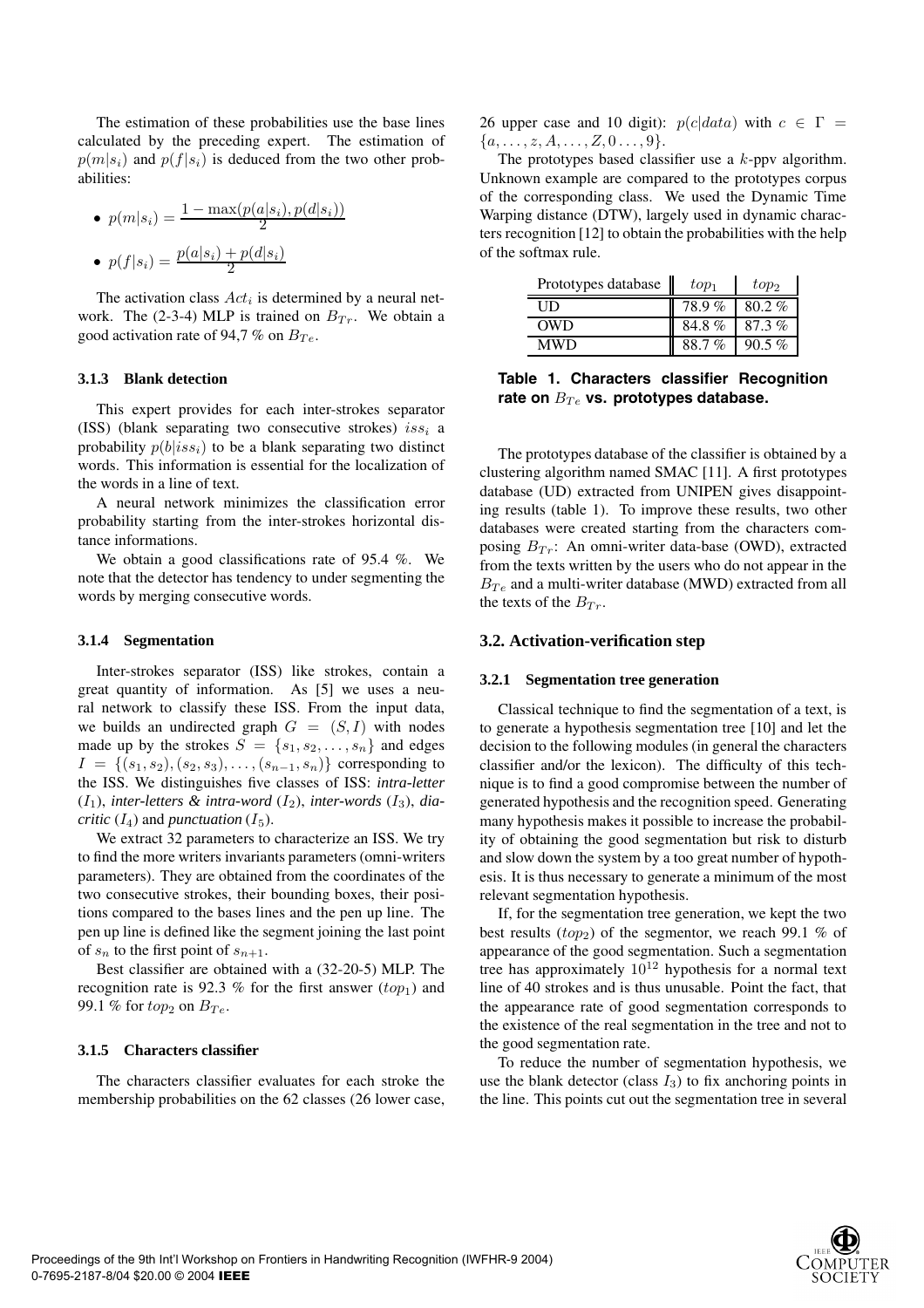The estimation of these probabilities use the base lines calculated by the preceding expert. The estimation of $p(m|s_i)$ and $p(f|s_i)$ is deduced from the two other probabilities:

- $p(m|s_i) = \frac{1 - \max(p(a|s_i), p(d|s_i))}{2}$
- $p(f|s_i) = \frac{p(a|s_i) + p(d|s_i)}{2}$

The activation class $Act_i$ is determined by a neural network. The (2-3-4) MLP is trained on $B_{Tr}$. We obtain a good activation rate of 94,7 % on $B_{Te}$.

#### 3.1.3 Blank detection

This expert provides for each inter-strokes separator (ISS) (blank separating two consecutive strokes) $iss_i$ a probability $p(b|iss_i)$ to be a blank separating two distinct words. This information is essential for the localization of the words in a line of text.

A neural network minimizes the classification error probability starting from the inter-strokes horizontal distance informations.

We obtain a good classifications rate of 95.4 %. We note that the detector has tendency to under segmenting the words by merging consecutive words.

#### 3.1.4 Segmentation

Inter-strokes separator (ISS) like strokes, contain a great quantity of information. As [5] we uses a neural network to classify these ISS. From the input data, we builds an undirected graph $G = (S, I)$ with nodes made up by the strokes $S = \{s_1, s_2, \ldots, s_n\}$ and edges $I = \{(s_1, s_2), (s_2, s_3), \ldots, (s_{n-1}, s_n)\}$ corresponding to the ISS. We distinguishes five classes of ISS: *intra-letter* ($I_1$), *inter-letters & intra-word* ($I_2$), *inter-words* ($I_3$), *diacritic* ($I_4$) and *punctuation* ($I_5$).

We extract 32 parameters to characterize an ISS. We try to find the more writers invariants parameters (omni-writers parameters). They are obtained from the coordinates of the two consecutive strokes, their bounding boxes, their positions compared to the bases lines and the pen up line. The pen up line is defined like the segment joining the last point of $s_n$ to the first point of $s_{n+1}$.

Best classifier are obtained with a (32-20-5) MLP. The recognition rate is 92.3 % for the first answer ($top_1$) and 99.1 % for $top_2$ on $B_{Te}$.

#### 3.1.5 Characters classifier

The characters classifier evaluates for each stroke the membership probabilities on the 62 classes (26 lower case, 26 upper case and 10 digit): $p(c|data)$ with $c \in \Gamma = \{a, \ldots, z, A, \ldots, Z, 0 \ldots, 9\}$.

The prototypes based classifier use a $k$-ppv algorithm. Unknown example are compared to the prototypes corpus of the corresponding class. We used the Dynamic Time Warping distance (DTW), largely used in dynamic characters recognition [12] to obtain the probabilities with the help of the softmax rule.

| Prototypes database | $top_1$ | $top_2$ |
|---|---|---|
| UD | 78.9 % | 80.2 % |
| OWD | 84.8 % | 87.3 % |
| MWD | 88.7 % | 90.5 % |

**Table 1. Characters classifier Recognition rate on $B_{Te}$ vs. prototypes database.**

The prototypes database of the classifier is obtained by a clustering algorithm named SMAC [11]. A first prototypes database (UD) extracted from UNIPEN gives disappointing results (table 1). To improve these results, two other databases were created starting from the characters composing $B_{Tr}$: An omni-writer data-base (OWD), extracted from the texts written by the users who do not appear in the $B_{Te}$ and a multi-writer database (MWD) extracted from all the texts of the $B_{Tr}$.

### 3.2. Activation-verification step

#### 3.2.1 Segmentation tree generation

Classical technique to find the segmentation of a text, is to generate a hypothesis segmentation tree [10] and let the decision to the following modules (in general the characters classifier and/or the lexicon). The difficulty of this technique is to find a good compromise between the number of generated hypothesis and the recognition speed. Generating many hypothesis makes it possible to increase the probability of obtaining the good segmentation but risk to disturb and slow down the system by a too great number of hypothesis. It is thus necessary to generate a minimum of the most relevant segmentation hypothesis.

If, for the segmentation tree generation, we kept the two best results ($top_2$) of the segmentor, we reach 99.1 % of appearance of the good segmentation. Such a segmentation tree has approximately $10^{12}$ hypothesis for a normal text line of 40 strokes and is thus unusable. Point the fact, that the appearance rate of good segmentation corresponds to the existence of the real segmentation in the tree and not to the good segmentation rate.

To reduce the number of segmentation hypothesis, we use the blank detector (class $I_3$) to fix anchoring points in the line. This points cut out the segmentation tree in several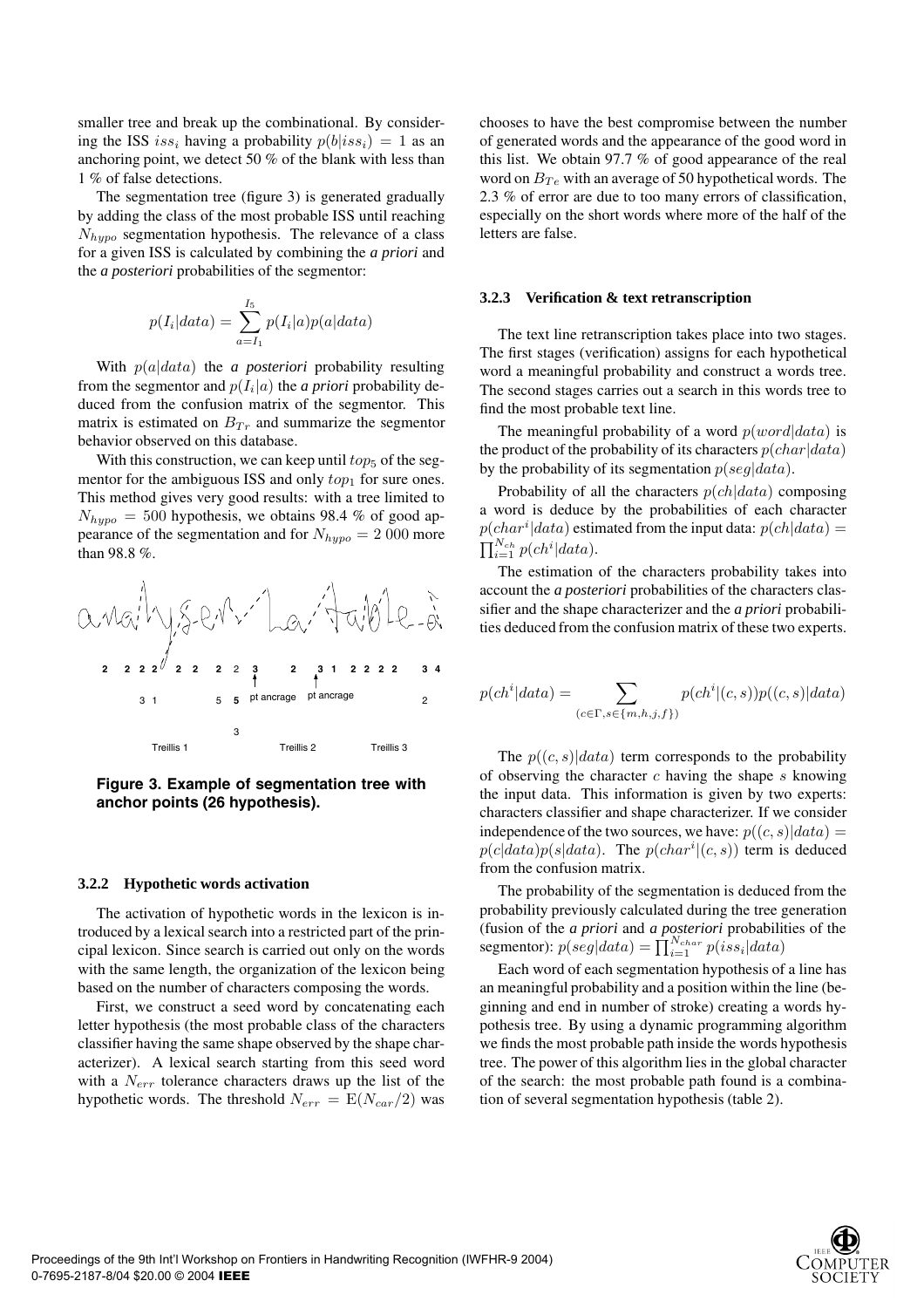smaller tree and break up the combinational. By considering the ISS $iss_i$ having a probability $p(b|iss_i) = 1$ as an anchoring point, we detect 50 % of the blank with less than 1 % of false detections.

The segmentation tree (figure 3) is generated gradually by adding the class of the most probable ISS until reaching $N_{hypo}$ segmentation hypothesis. The relevance of a class for a given ISS is calculated by combining the *a priori* and the *a posteriori* probabilities of the segmentor:

$$p(I_i|data) = \sum_{a=I_1}^{I_5} p(I_i|a)p(a|data)$$

With $p(a|data)$ the *a posteriori* probability resulting from the segmentor and $p(I_i|a)$ the *a priori* probability deduced from the confusion matrix of the segmentor. This matrix is estimated on $B_{Tr}$ and summarize the segmentor behavior observed on this database.

With this construction, we can keep until $top_5$ of the segmentor for the ambiguous ISS and only $top_1$ for sure ones. This method gives very good results: with a tree limited to $N_{hypo} = 500$ hypothesis, we obtains 98.4 % of good appearance of the segmentation and for $N_{hypo} = 2\ 000$ more than 98.8 %.

**Figure 3. Example of segmentation tree with anchor points (26 hypothesis).**

#### 3.2.2 Hypothetic words activation

The activation of hypothetic words in the lexicon is introduced by a lexical search into a restricted part of the principal lexicon. Since search is carried out only on the words with the same length, the organization of the lexicon being based on the number of characters composing the words.

First, we construct a seed word by concatenating each letter hypothesis (the most probable class of the characters classifier having the same shape observed by the shape characterizer). A lexical search starting from this seed word with a $N_{err}$ tolerance characters draws up the list of the hypothetic words. The threshold $N_{err} = \mathrm{E}(N_{car}/2)$ was chooses to have the best compromise between the number of generated words and the appearance of the good word in this list. We obtain 97.7 % of good appearance of the real word on $B_{Te}$ with an average of 50 hypothetical words. The 2.3 % of error are due to too many errors of classification, especially on the short words where more of the half of the letters are false.

#### 3.2.3 Verification & text retranscription

The text line retranscription takes place into two stages. The first stages (verification) assigns for each hypothetical word a meaningful probability and construct a words tree. The second stages carries out a search in this words tree to find the most probable text line.

The meaningful probability of a word $p(word|data)$ is the product of the probability of its characters $p(char|data)$ by the probability of its segmentation $p(seg|data)$.

Probability of all the characters $p(ch|data)$ composing a word is deduce by the probabilities of each character $p(char^i|data)$ estimated from the input data: $p(ch|data) = \prod_{i=1}^{N_{ch}} p(ch^i|data)$.

The estimation of the characters probability takes into account the *a posteriori* probabilities of the characters classifier and the shape characterizer and the *a priori* probabilities deduced from the confusion matrix of these two experts.

$$p(ch^i|data) = \sum_{(c \in \Gamma, s \in \{m,h,j,f\})} p(ch^i|(c,s))p((c,s)|data)$$

The $p((c,s)|data)$ term corresponds to the probability of observing the character $c$ having the shape $s$ knowing the input data. This information is given by two experts: characters classifier and shape characterizer. If we consider independence of the two sources, we have: $p((c,s)|data) = p(c|data)p(s|data)$. The $p(char^i|(c,s))$ term is deduced from the confusion matrix.

The probability of the segmentation is deduced from the probability previously calculated during the tree generation (fusion of the *a priori* and *a posteriori* probabilities of the segmentor): $p(seg|data) = \prod_{i=1}^{N_{char}} p(iss_i|data)$

Each word of each segmentation hypothesis of a line has an meaningful probability and a position within the line (beginning and end in number of stroke) creating a words hypothesis tree. By using a dynamic programming algorithm we finds the most probable path inside the words hypothesis tree. The power of this algorithm lies in the global character of the search: the most probable path found is a combination of several segmentation hypothesis (table 2).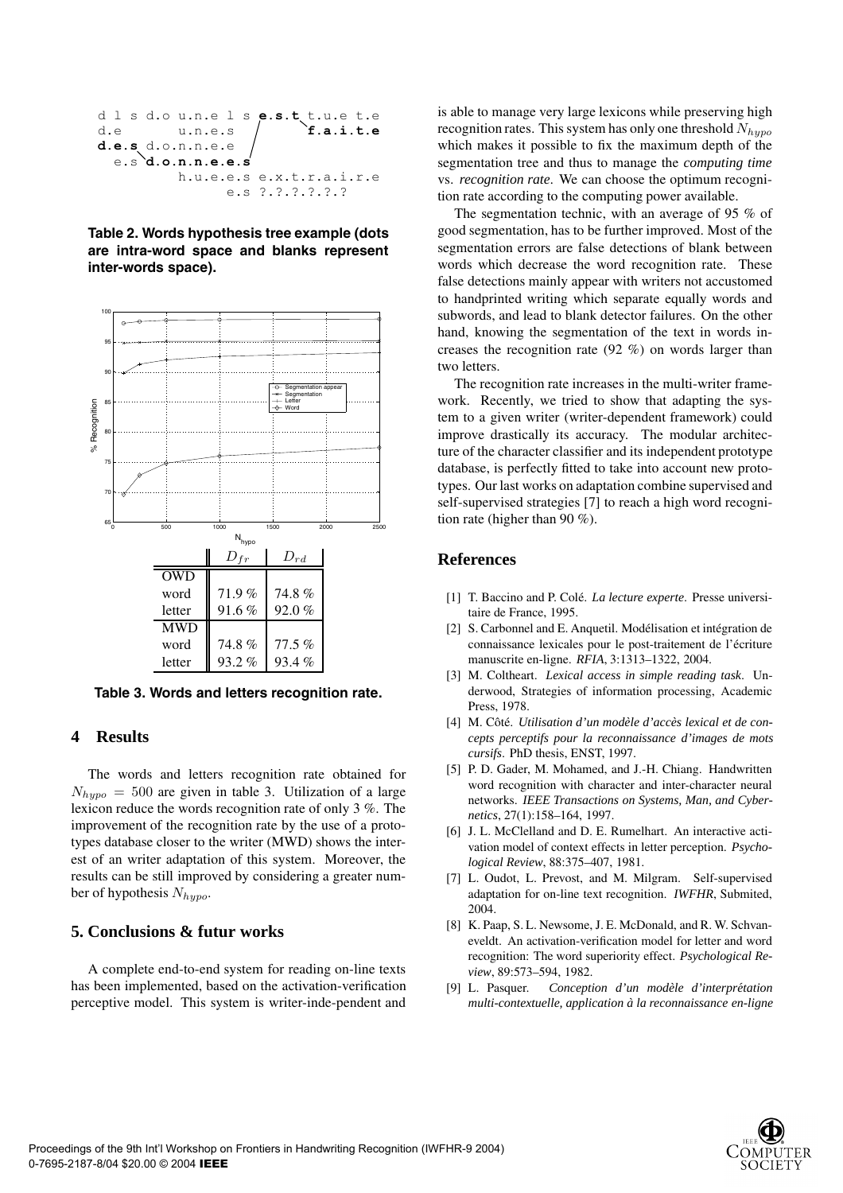```
d l s d.o u.n.e l s e.s.t t.u.e t.e
d.e       u.n.e.s        f.a.i.t.e
d.e.s d.o.n.n.e.e
  e.s d.o.n.n.e.e.s
          h.u.e.e.s e.x.t.r.a.i.r.e
                e.s ?.?.?.?.?.?
```

**Table 2. Words hypothesis tree example (dots are intra-word space and blanks represent inter-words space).**

|  | $D_{fr}$ | $D_{rd}$ |
|---|---|---|
| OWD | | |
| word | 71.9 % | 74.8 % |
| letter | 91.6 % | 92.0 % |
| MWD | | |
| word | 74.8 % | 77.5 % |
| letter | 93.2 % | 93.4 % |

**Table 3. Words and letters recognition rate.**

## 4 Results

The words and letters recognition rate obtained for $N_{hypo} = 500$ are given in table 3. Utilization of a large lexicon reduce the words recognition rate of only 3 %. The improvement of the recognition rate by the use of a prototypes database closer to the writer (MWD) shows the interest of an writer adaptation of this system. Moreover, the results can be still improved by considering a greater number of hypothesis $N_{hypo}$.

## 5. Conclusions & futur works

A complete end-to-end system for reading on-line texts has been implemented, based on the activation-verification perceptive model. This system is writer-inde-pendent and is able to manage very large lexicons while preserving high recognition rates. This system has only one threshold $N_{hypo}$ which makes it possible to fix the maximum depth of the segmentation tree and thus to manage the *computing time* vs. *recognition rate*. We can choose the optimum recognition rate according to the computing power available.

The segmentation technic, with an average of 95 % of good segmentation, has to be further improved. Most of the segmentation errors are false detections of blank between words which decrease the word recognition rate. These false detections mainly appear with writers not accustomed to handprinted writing which separate equally words and subwords, and lead to blank detector failures. On the other hand, knowing the segmentation of the text in words increases the recognition rate (92 %) on words larger than two letters.

The recognition rate increases in the multi-writer framework. Recently, we tried to show that adapting the system to a given writer (writer-dependent framework) could improve drastically its accuracy. The modular architecture of the character classifier and its independent prototype database, is perfectly fitted to take into account new prototypes. Our last works on adaptation combine supervised and self-supervised strategies [7] to reach a high word recognition rate (higher than 90 %).

## References

[1] T. Baccino and P. Colé. *La lecture experte*. Presse universitaire de France, 1995.

[2] S. Carbonnel and E. Anquetil. Modélisation et intégration de connaissance lexicales pour le post-traitement de l'écriture manuscrite en-ligne. *RFIA*, 3:1313–1322, 2004.

[3] M. Coltheart. *Lexical access in simple reading task*. Underwood, Strategies of information processing, Academic Press, 1978.

[4] M. Côté. *Utilisation d'un modèle d'accès lexical et de concepts perceptifs pour la reconnaissance d'images de mots cursifs*. PhD thesis, ENST, 1997.

[5] P. D. Gader, M. Mohamed, and J.-H. Chiang. Handwritten word recognition with character and inter-character neural networks. *IEEE Transactions on Systems, Man, and Cybernetics*, 27(1):158–164, 1997.

[6] J. L. McClelland and D. E. Rumelhart. An interactive activation model of context effects in letter perception. *Psychological Review*, 88:375–407, 1981.

[7] L. Oudot, L. Prevost, and M. Milgram. Self-supervised adaptation for on-line text recognition. *IWFHR*, Submited, 2004.

[8] K. Paap, S. L. Newsome, J. E. McDonald, and R. W. Schvaneveldt. An activation-verification model for letter and word recognition: The word superiority effect. *Psychological Review*, 89:573–594, 1982.

[9] L. Pasquer. *Conception d'un modèle d'interprétation multi-contextuelle, application à la reconnaissance en-ligne*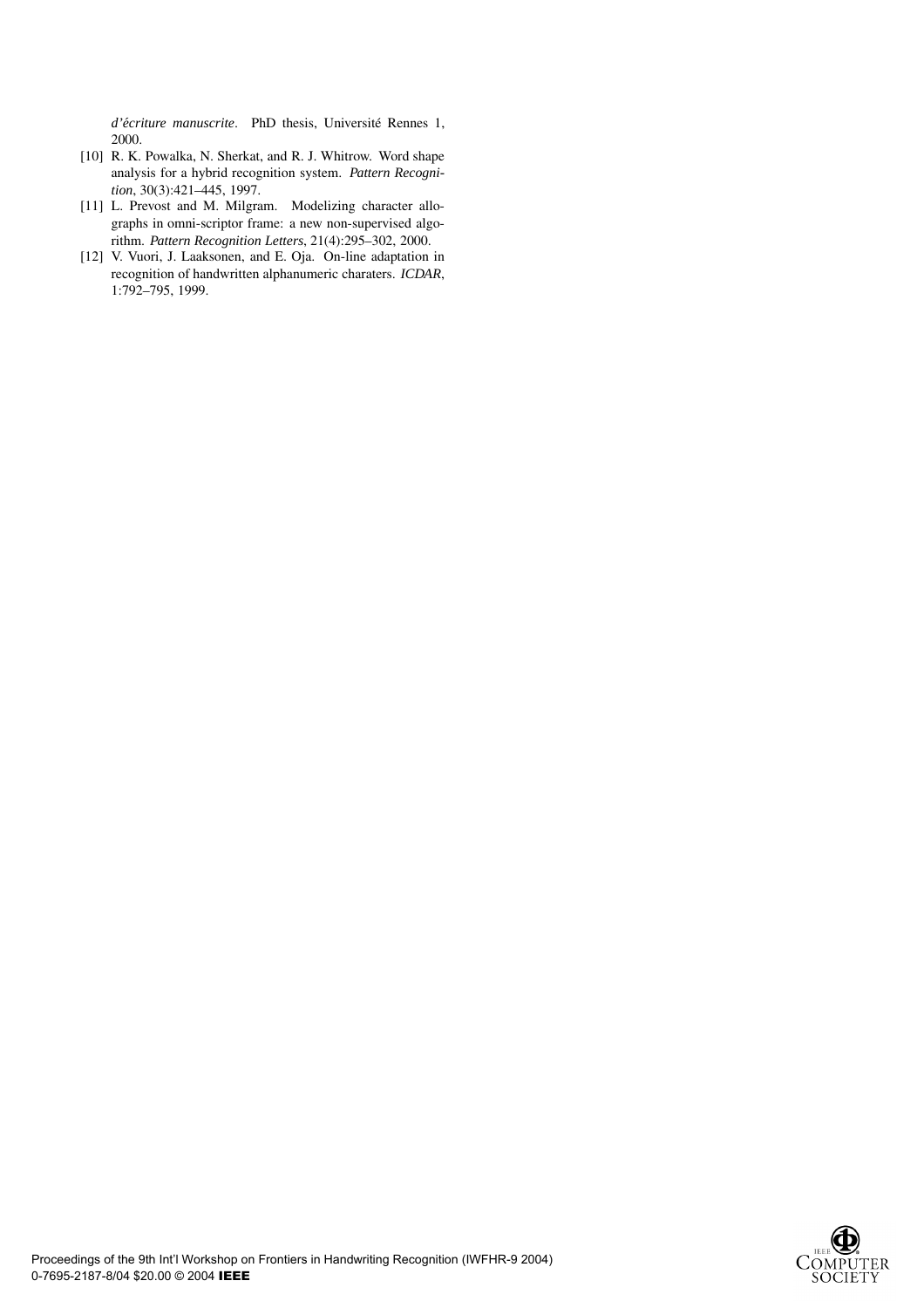*d'écriture manuscrite*. PhD thesis, Université Rennes 1, 2000.

[10] R. K. Powalka, N. Sherkat, and R. J. Whitrow. Word shape analysis for a hybrid recognition system. *Pattern Recognition*, 30(3):421–445, 1997.

[11] L. Prevost and M. Milgram. Modelizing character allographs in omni-scriptor frame: a new non-supervised algorithm. *Pattern Recognition Letters*, 21(4):295–302, 2000.

[12] V. Vuori, J. Laaksonen, and E. Oja. On-line adaptation in recognition of handwritten alphanumeric charaters. *ICDAR*, 1:792–795, 1999.